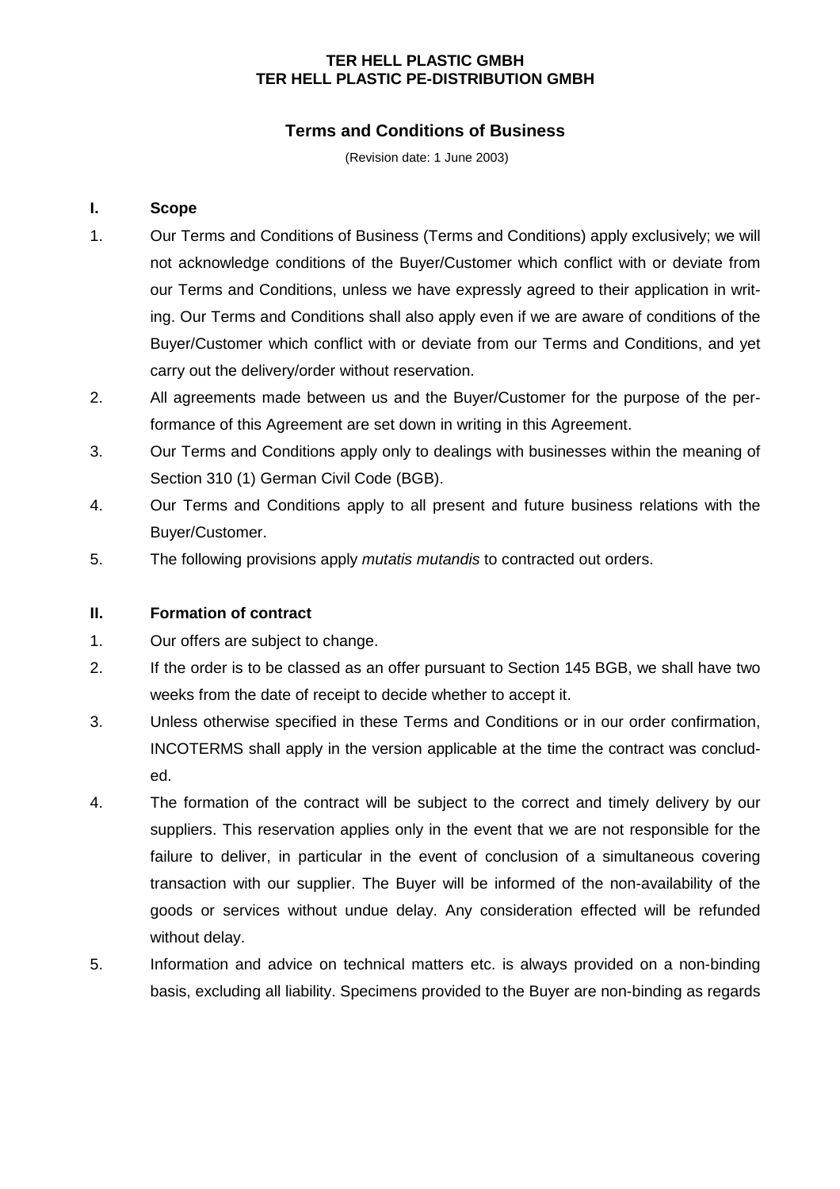**TER HELL PLASTIC GMBH**
**TER HELL PLASTIC PE-DISTRIBUTION GMBH**

# Terms and Conditions of Business

(Revision date: 1 June 2003)

## I. Scope

1. Our Terms and Conditions of Business (Terms and Conditions) apply exclusively; we will not acknowledge conditions of the Buyer/Customer which conflict with or deviate from our Terms and Conditions, unless we have expressly agreed to their application in writing. Our Terms and Conditions shall also apply even if we are aware of conditions of the Buyer/Customer which conflict with or deviate from our Terms and Conditions, and yet carry out the delivery/order without reservation.
2. All agreements made between us and the Buyer/Customer for the purpose of the performance of this Agreement are set down in writing in this Agreement.
3. Our Terms and Conditions apply only to dealings with businesses within the meaning of Section 310 (1) German Civil Code (BGB).
4. Our Terms and Conditions apply to all present and future business relations with the Buyer/Customer.
5. The following provisions apply *mutatis mutandis* to contracted out orders.

## II. Formation of contract

1. Our offers are subject to change.
2. If the order is to be classed as an offer pursuant to Section 145 BGB, we shall have two weeks from the date of receipt to decide whether to accept it.
3. Unless otherwise specified in these Terms and Conditions or in our order confirmation, INCOTERMS shall apply in the version applicable at the time the contract was concluded.
4. The formation of the contract will be subject to the correct and timely delivery by our suppliers. This reservation applies only in the event that we are not responsible for the failure to deliver, in particular in the event of conclusion of a simultaneous covering transaction with our supplier. The Buyer will be informed of the non-availability of the goods or services without undue delay. Any consideration effected will be refunded without delay.
5. Information and advice on technical matters etc. is always provided on a non-binding basis, excluding all liability. Specimens provided to the Buyer are non-binding as regards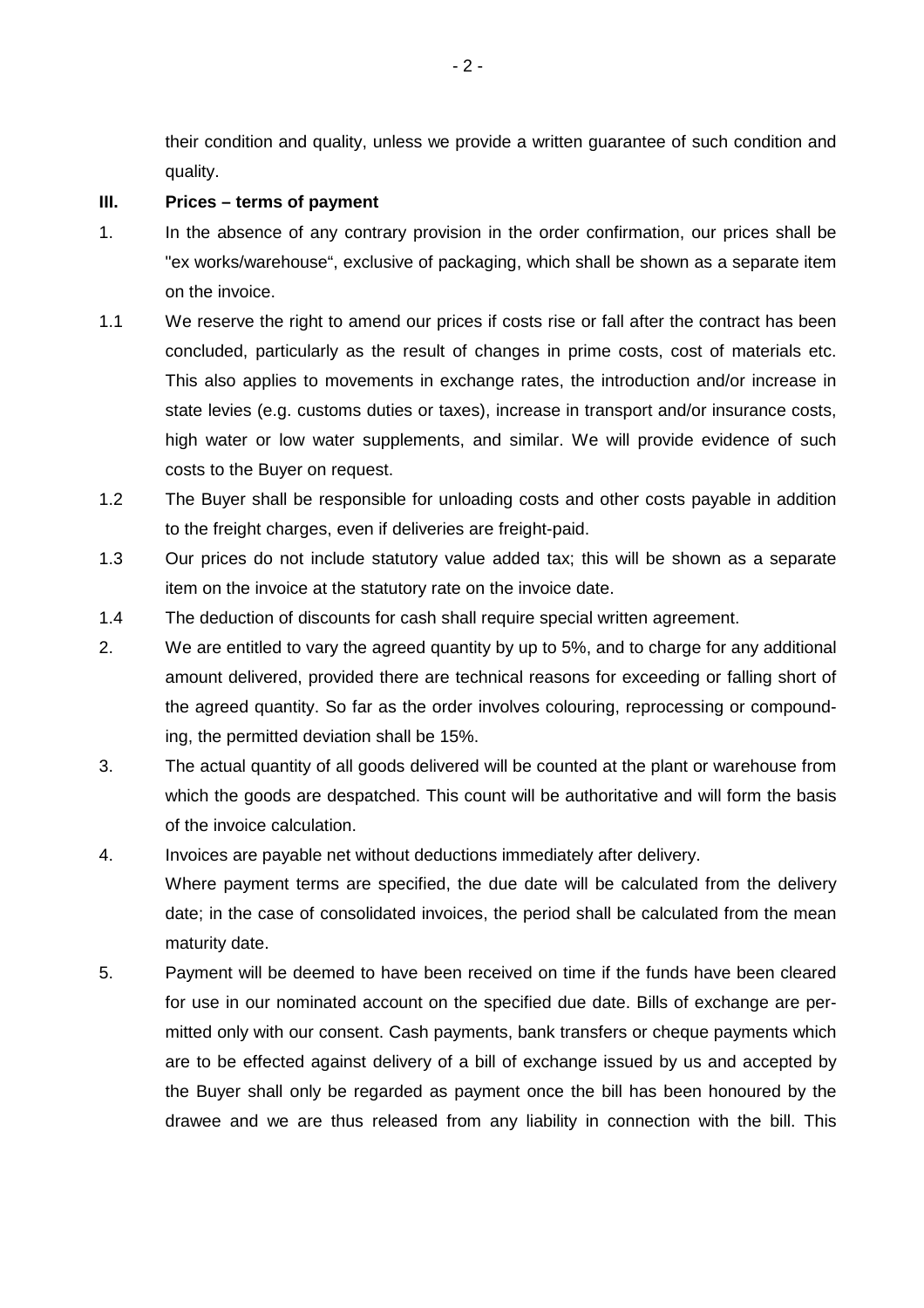their condition and quality, unless we provide a written guarantee of such condition and quality.

## III. Prices – terms of payment

1. In the absence of any contrary provision in the order confirmation, our prices shall be "ex works/warehouse“, exclusive of packaging, which shall be shown as a separate item on the invoice.

1.1 We reserve the right to amend our prices if costs rise or fall after the contract has been concluded, particularly as the result of changes in prime costs, cost of materials etc. This also applies to movements in exchange rates, the introduction and/or increase in state levies (e.g. customs duties or taxes), increase in transport and/or insurance costs, high water or low water supplements, and similar. We will provide evidence of such costs to the Buyer on request.

1.2 The Buyer shall be responsible for unloading costs and other costs payable in addition to the freight charges, even if deliveries are freight-paid.

1.3 Our prices do not include statutory value added tax; this will be shown as a separate item on the invoice at the statutory rate on the invoice date.

1.4 The deduction of discounts for cash shall require special written agreement.

2. We are entitled to vary the agreed quantity by up to 5%, and to charge for any additional amount delivered, provided there are technical reasons for exceeding or falling short of the agreed quantity. So far as the order involves colouring, reprocessing or compounding, the permitted deviation shall be 15%.

3. The actual quantity of all goods delivered will be counted at the plant or warehouse from which the goods are despatched. This count will be authoritative and will form the basis of the invoice calculation.

4. Invoices are payable net without deductions immediately after delivery.
   Where payment terms are specified, the due date will be calculated from the delivery date; in the case of consolidated invoices, the period shall be calculated from the mean maturity date.

5. Payment will be deemed to have been received on time if the funds have been cleared for use in our nominated account on the specified due date. Bills of exchange are permitted only with our consent. Cash payments, bank transfers or cheque payments which are to be effected against delivery of a bill of exchange issued by us and accepted by the Buyer shall only be regarded as payment once the bill has been honoured by the drawee and we are thus released from any liability in connection with the bill. This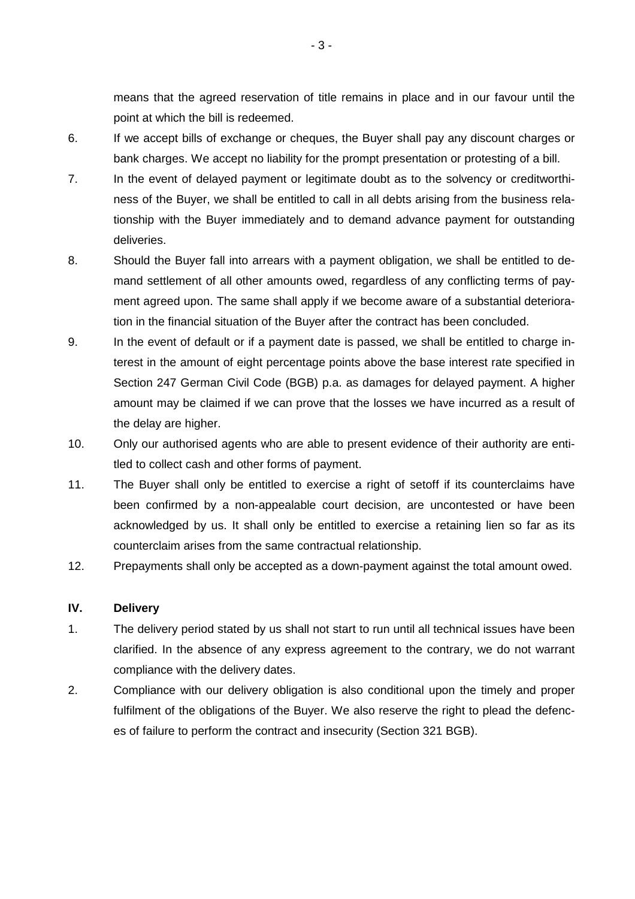means that the agreed reservation of title remains in place and in our favour until the point at which the bill is redeemed.

6. If we accept bills of exchange or cheques, the Buyer shall pay any discount charges or bank charges. We accept no liability for the prompt presentation or protesting of a bill.

7. In the event of delayed payment or legitimate doubt as to the solvency or creditworthiness of the Buyer, we shall be entitled to call in all debts arising from the business relationship with the Buyer immediately and to demand advance payment for outstanding deliveries.

8. Should the Buyer fall into arrears with a payment obligation, we shall be entitled to demand settlement of all other amounts owed, regardless of any conflicting terms of payment agreed upon. The same shall apply if we become aware of a substantial deterioration in the financial situation of the Buyer after the contract has been concluded.

9. In the event of default or if a payment date is passed, we shall be entitled to charge interest in the amount of eight percentage points above the base interest rate specified in Section 247 German Civil Code (BGB) p.a. as damages for delayed payment. A higher amount may be claimed if we can prove that the losses we have incurred as a result of the delay are higher.

10. Only our authorised agents who are able to present evidence of their authority are entitled to collect cash and other forms of payment.

11. The Buyer shall only be entitled to exercise a right of setoff if its counterclaims have been confirmed by a non-appealable court decision, are uncontested or have been acknowledged by us. It shall only be entitled to exercise a retaining lien so far as its counterclaim arises from the same contractual relationship.

12. Prepayments shall only be accepted as a down-payment against the total amount owed.

## IV. Delivery

1. The delivery period stated by us shall not start to run until all technical issues have been clarified. In the absence of any express agreement to the contrary, we do not warrant compliance with the delivery dates.

2. Compliance with our delivery obligation is also conditional upon the timely and proper fulfilment of the obligations of the Buyer. We also reserve the right to plead the defences of failure to perform the contract and insecurity (Section 321 BGB).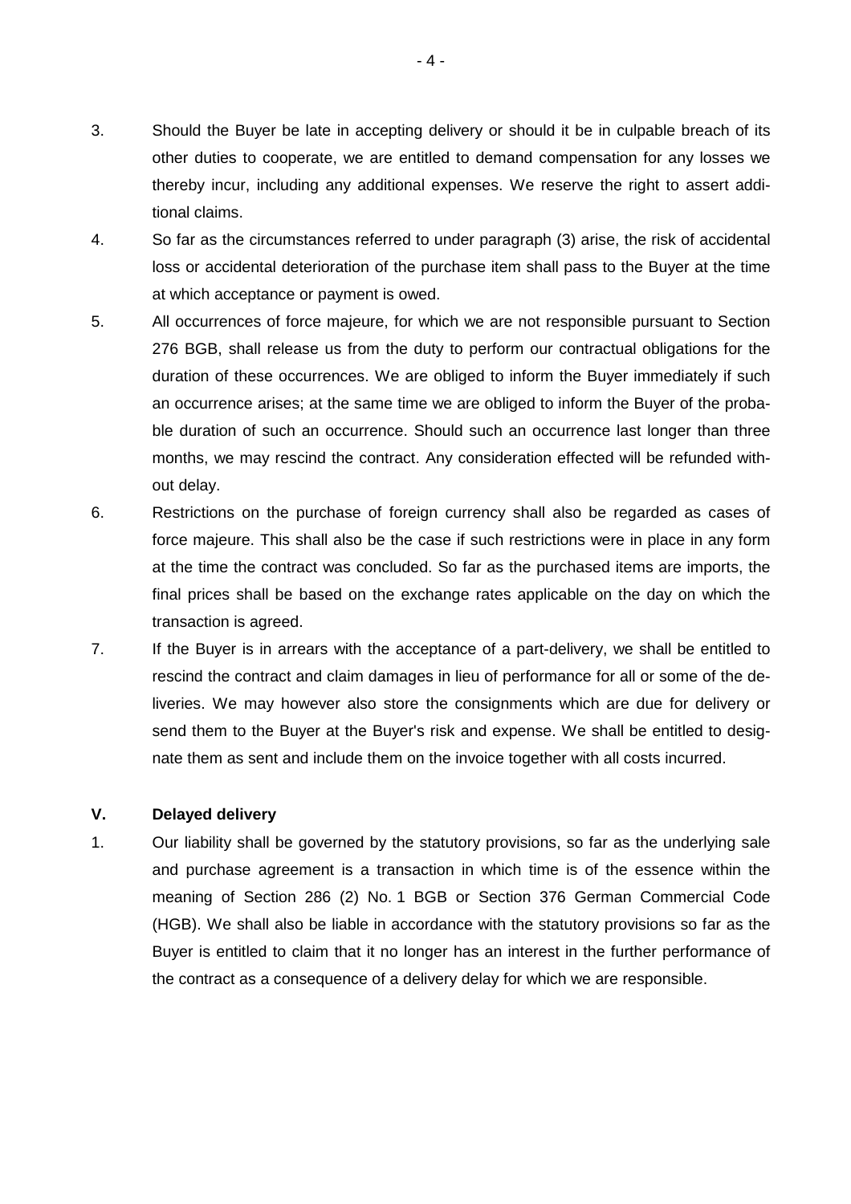3. Should the Buyer be late in accepting delivery or should it be in culpable breach of its other duties to cooperate, we are entitled to demand compensation for any losses we thereby incur, including any additional expenses. We reserve the right to assert additional claims.

4. So far as the circumstances referred to under paragraph (3) arise, the risk of accidental loss or accidental deterioration of the purchase item shall pass to the Buyer at the time at which acceptance or payment is owed.

5. All occurrences of force majeure, for which we are not responsible pursuant to Section 276 BGB, shall release us from the duty to perform our contractual obligations for the duration of these occurrences. We are obliged to inform the Buyer immediately if such an occurrence arises; at the same time we are obliged to inform the Buyer of the probable duration of such an occurrence. Should such an occurrence last longer than three months, we may rescind the contract. Any consideration effected will be refunded without delay.

6. Restrictions on the purchase of foreign currency shall also be regarded as cases of force majeure. This shall also be the case if such restrictions were in place in any form at the time the contract was concluded. So far as the purchased items are imports, the final prices shall be based on the exchange rates applicable on the day on which the transaction is agreed.

7. If the Buyer is in arrears with the acceptance of a part-delivery, we shall be entitled to rescind the contract and claim damages in lieu of performance for all or some of the deliveries. We may however also store the consignments which are due for delivery or send them to the Buyer at the Buyer's risk and expense. We shall be entitled to designate them as sent and include them on the invoice together with all costs incurred.

## V. Delayed delivery

1. Our liability shall be governed by the statutory provisions, so far as the underlying sale and purchase agreement is a transaction in which time is of the essence within the meaning of Section 286 (2) No. 1 BGB or Section 376 German Commercial Code (HGB). We shall also be liable in accordance with the statutory provisions so far as the Buyer is entitled to claim that it no longer has an interest in the further performance of the contract as a consequence of a delivery delay for which we are responsible.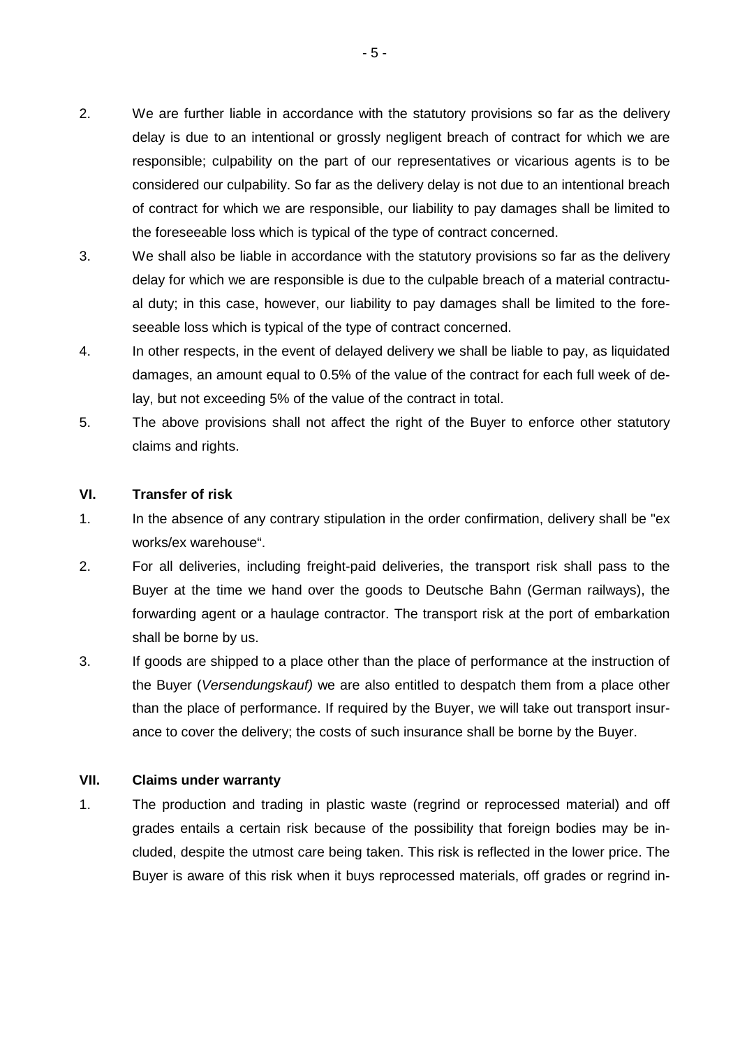2. We are further liable in accordance with the statutory provisions so far as the delivery delay is due to an intentional or grossly negligent breach of contract for which we are responsible; culpability on the part of our representatives or vicarious agents is to be considered our culpability. So far as the delivery delay is not due to an intentional breach of contract for which we are responsible, our liability to pay damages shall be limited to the foreseeable loss which is typical of the type of contract concerned.

3. We shall also be liable in accordance with the statutory provisions so far as the delivery delay for which we are responsible is due to the culpable breach of a material contractual duty; in this case, however, our liability to pay damages shall be limited to the foreseeable loss which is typical of the type of contract concerned.

4. In other respects, in the event of delayed delivery we shall be liable to pay, as liquidated damages, an amount equal to 0.5% of the value of the contract for each full week of delay, but not exceeding 5% of the value of the contract in total.

5. The above provisions shall not affect the right of the Buyer to enforce other statutory claims and rights.

## VI. Transfer of risk

1. In the absence of any contrary stipulation in the order confirmation, delivery shall be "ex works/ex warehouse".

2. For all deliveries, including freight-paid deliveries, the transport risk shall pass to the Buyer at the time we hand over the goods to Deutsche Bahn (German railways), the forwarding agent or a haulage contractor. The transport risk at the port of embarkation shall be borne by us.

3. If goods are shipped to a place other than the place of performance at the instruction of the Buyer (*Versendungskauf)* we are also entitled to despatch them from a place other than the place of performance. If required by the Buyer, we will take out transport insurance to cover the delivery; the costs of such insurance shall be borne by the Buyer.

## VII. Claims under warranty

1. The production and trading in plastic waste (regrind or reprocessed material) and off grades entails a certain risk because of the possibility that foreign bodies may be included, despite the utmost care being taken. This risk is reflected in the lower price. The Buyer is aware of this risk when it buys reprocessed materials, off grades or regrind in-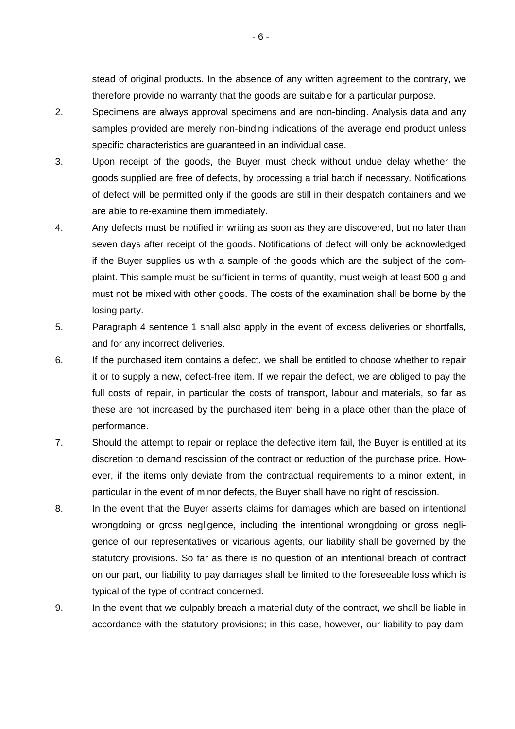stead of original products. In the absence of any written agreement to the contrary, we therefore provide no warranty that the goods are suitable for a particular purpose.

2. Specimens are always approval specimens and are non-binding. Analysis data and any samples provided are merely non-binding indications of the average end product unless specific characteristics are guaranteed in an individual case.

3. Upon receipt of the goods, the Buyer must check without undue delay whether the goods supplied are free of defects, by processing a trial batch if necessary. Notifications of defect will be permitted only if the goods are still in their despatch containers and we are able to re-examine them immediately.

4. Any defects must be notified in writing as soon as they are discovered, but no later than seven days after receipt of the goods. Notifications of defect will only be acknowledged if the Buyer supplies us with a sample of the goods which are the subject of the complaint. This sample must be sufficient in terms of quantity, must weigh at least 500 g and must not be mixed with other goods. The costs of the examination shall be borne by the losing party.

5. Paragraph 4 sentence 1 shall also apply in the event of excess deliveries or shortfalls, and for any incorrect deliveries.

6. If the purchased item contains a defect, we shall be entitled to choose whether to repair it or to supply a new, defect-free item. If we repair the defect, we are obliged to pay the full costs of repair, in particular the costs of transport, labour and materials, so far as these are not increased by the purchased item being in a place other than the place of performance.

7. Should the attempt to repair or replace the defective item fail, the Buyer is entitled at its discretion to demand rescission of the contract or reduction of the purchase price. However, if the items only deviate from the contractual requirements to a minor extent, in particular in the event of minor defects, the Buyer shall have no right of rescission.

8. In the event that the Buyer asserts claims for damages which are based on intentional wrongdoing or gross negligence, including the intentional wrongdoing or gross negligence of our representatives or vicarious agents, our liability shall be governed by the statutory provisions. So far as there is no question of an intentional breach of contract on our part, our liability to pay damages shall be limited to the foreseeable loss which is typical of the type of contract concerned.

9. In the event that we culpably breach a material duty of the contract, we shall be liable in accordance with the statutory provisions; in this case, however, our liability to pay dam-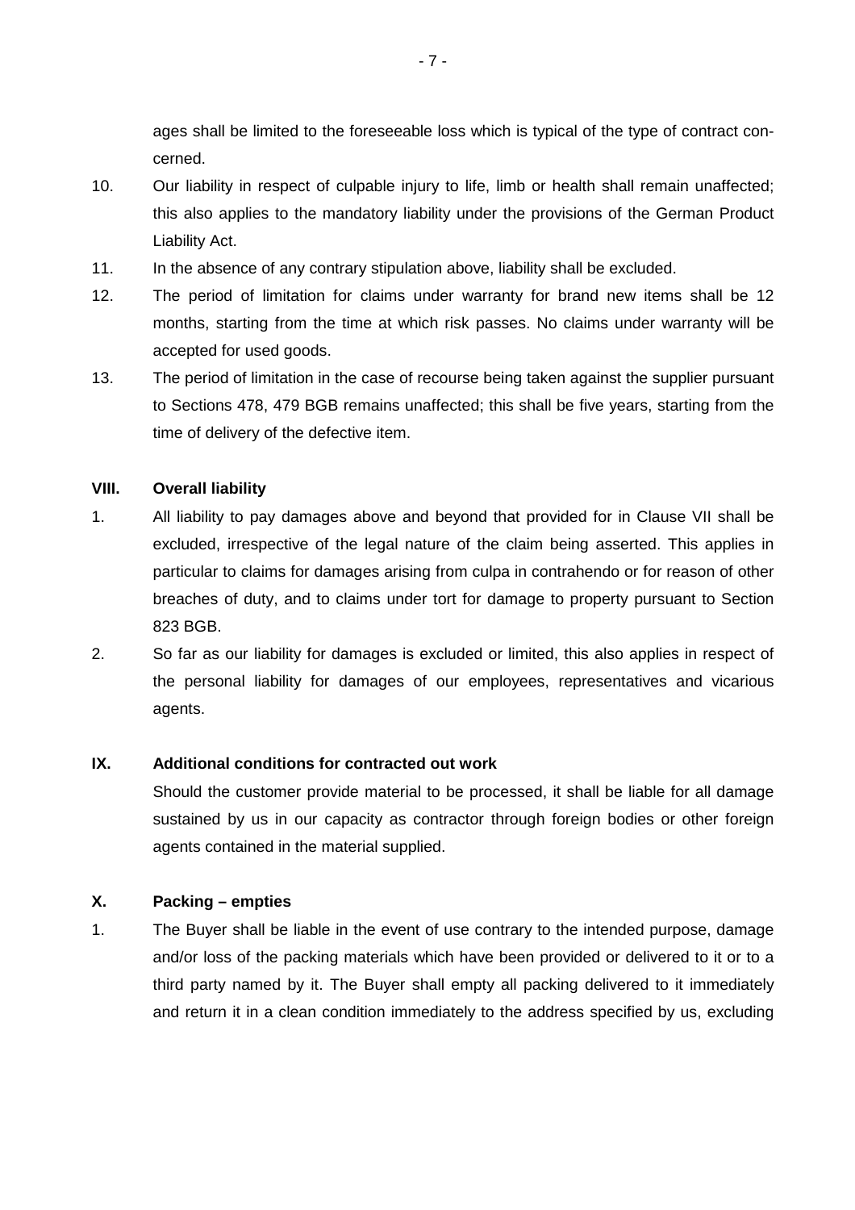ages shall be limited to the foreseeable loss which is typical of the type of contract concerned.

10. Our liability in respect of culpable injury to life, limb or health shall remain unaffected; this also applies to the mandatory liability under the provisions of the German Product Liability Act.
11. In the absence of any contrary stipulation above, liability shall be excluded.
12. The period of limitation for claims under warranty for brand new items shall be 12 months, starting from the time at which risk passes. No claims under warranty will be accepted for used goods.
13. The period of limitation in the case of recourse being taken against the supplier pursuant to Sections 478, 479 BGB remains unaffected; this shall be five years, starting from the time of delivery of the defective item.

## VIII. Overall liability

1. All liability to pay damages above and beyond that provided for in Clause VII shall be excluded, irrespective of the legal nature of the claim being asserted. This applies in particular to claims for damages arising from culpa in contrahendo or for reason of other breaches of duty, and to claims under tort for damage to property pursuant to Section 823 BGB.
2. So far as our liability for damages is excluded or limited, this also applies in respect of the personal liability for damages of our employees, representatives and vicarious agents.

## IX. Additional conditions for contracted out work

Should the customer provide material to be processed, it shall be liable for all damage sustained by us in our capacity as contractor through foreign bodies or other foreign agents contained in the material supplied.

## X. Packing – empties

1. The Buyer shall be liable in the event of use contrary to the intended purpose, damage and/or loss of the packing materials which have been provided or delivered to it or to a third party named by it. The Buyer shall empty all packing delivered to it immediately and return it in a clean condition immediately to the address specified by us, excluding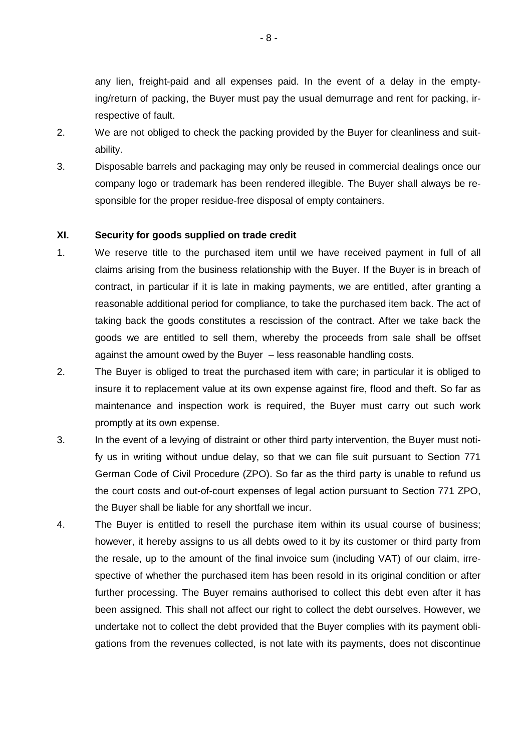any lien, freight-paid and all expenses paid. In the event of a delay in the emptying/return of packing, the Buyer must pay the usual demurrage and rent for packing, irrespective of fault.

2. We are not obliged to check the packing provided by the Buyer for cleanliness and suitability.

3. Disposable barrels and packaging may only be reused in commercial dealings once our company logo or trademark has been rendered illegible. The Buyer shall always be responsible for the proper residue-free disposal of empty containers.

### XI. Security for goods supplied on trade credit

1. We reserve title to the purchased item until we have received payment in full of all claims arising from the business relationship with the Buyer. If the Buyer is in breach of contract, in particular if it is late in making payments, we are entitled, after granting a reasonable additional period for compliance, to take the purchased item back. The act of taking back the goods constitutes a rescission of the contract. After we take back the goods we are entitled to sell them, whereby the proceeds from sale shall be offset against the amount owed by the Buyer – less reasonable handling costs.

2. The Buyer is obliged to treat the purchased item with care; in particular it is obliged to insure it to replacement value at its own expense against fire, flood and theft. So far as maintenance and inspection work is required, the Buyer must carry out such work promptly at its own expense.

3. In the event of a levying of distraint or other third party intervention, the Buyer must notify us in writing without undue delay, so that we can file suit pursuant to Section 771 German Code of Civil Procedure (ZPO). So far as the third party is unable to refund us the court costs and out-of-court expenses of legal action pursuant to Section 771 ZPO, the Buyer shall be liable for any shortfall we incur.

4. The Buyer is entitled to resell the purchase item within its usual course of business; however, it hereby assigns to us all debts owed to it by its customer or third party from the resale, up to the amount of the final invoice sum (including VAT) of our claim, irrespective of whether the purchased item has been resold in its original condition or after further processing. The Buyer remains authorised to collect this debt even after it has been assigned. This shall not affect our right to collect the debt ourselves. However, we undertake not to collect the debt provided that the Buyer complies with its payment obligations from the revenues collected, is not late with its payments, does not discontinue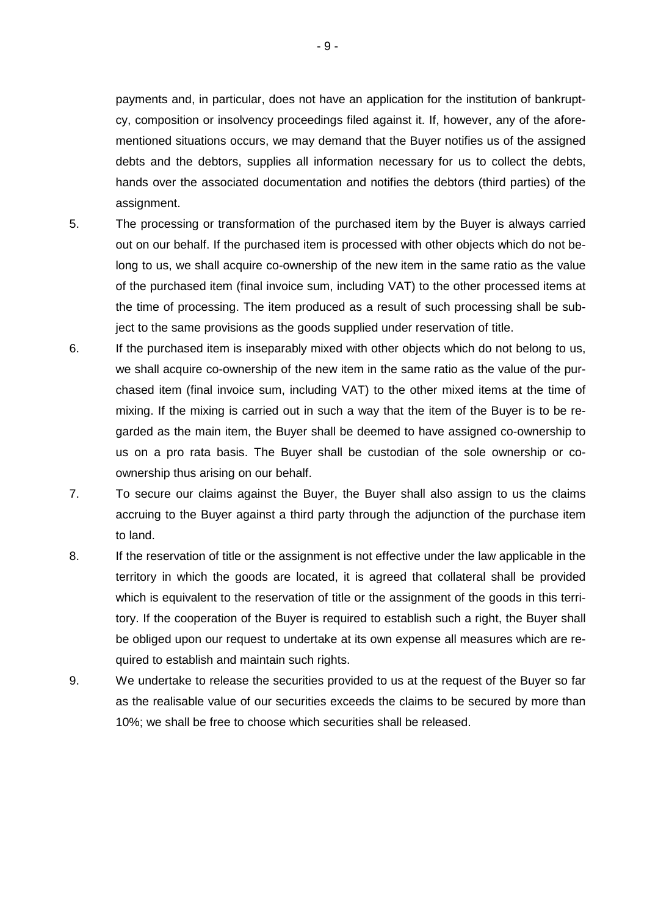payments and, in particular, does not have an application for the institution of bankruptcy, composition or insolvency proceedings filed against it. If, however, any of the aforementioned situations occurs, we may demand that the Buyer notifies us of the assigned debts and the debtors, supplies all information necessary for us to collect the debts, hands over the associated documentation and notifies the debtors (third parties) of the assignment.

5. The processing or transformation of the purchased item by the Buyer is always carried out on our behalf. If the purchased item is processed with other objects which do not belong to us, we shall acquire co-ownership of the new item in the same ratio as the value of the purchased item (final invoice sum, including VAT) to the other processed items at the time of processing. The item produced as a result of such processing shall be subject to the same provisions as the goods supplied under reservation of title.

6. If the purchased item is inseparably mixed with other objects which do not belong to us, we shall acquire co-ownership of the new item in the same ratio as the value of the purchased item (final invoice sum, including VAT) to the other mixed items at the time of mixing. If the mixing is carried out in such a way that the item of the Buyer is to be regarded as the main item, the Buyer shall be deemed to have assigned co-ownership to us on a pro rata basis. The Buyer shall be custodian of the sole ownership or co-ownership thus arising on our behalf.

7. To secure our claims against the Buyer, the Buyer shall also assign to us the claims accruing to the Buyer against a third party through the adjunction of the purchase item to land.

8. If the reservation of title or the assignment is not effective under the law applicable in the territory in which the goods are located, it is agreed that collateral shall be provided which is equivalent to the reservation of title or the assignment of the goods in this territory. If the cooperation of the Buyer is required to establish such a right, the Buyer shall be obliged upon our request to undertake at its own expense all measures which are required to establish and maintain such rights.

9. We undertake to release the securities provided to us at the request of the Buyer so far as the realisable value of our securities exceeds the claims to be secured by more than 10%; we shall be free to choose which securities shall be released.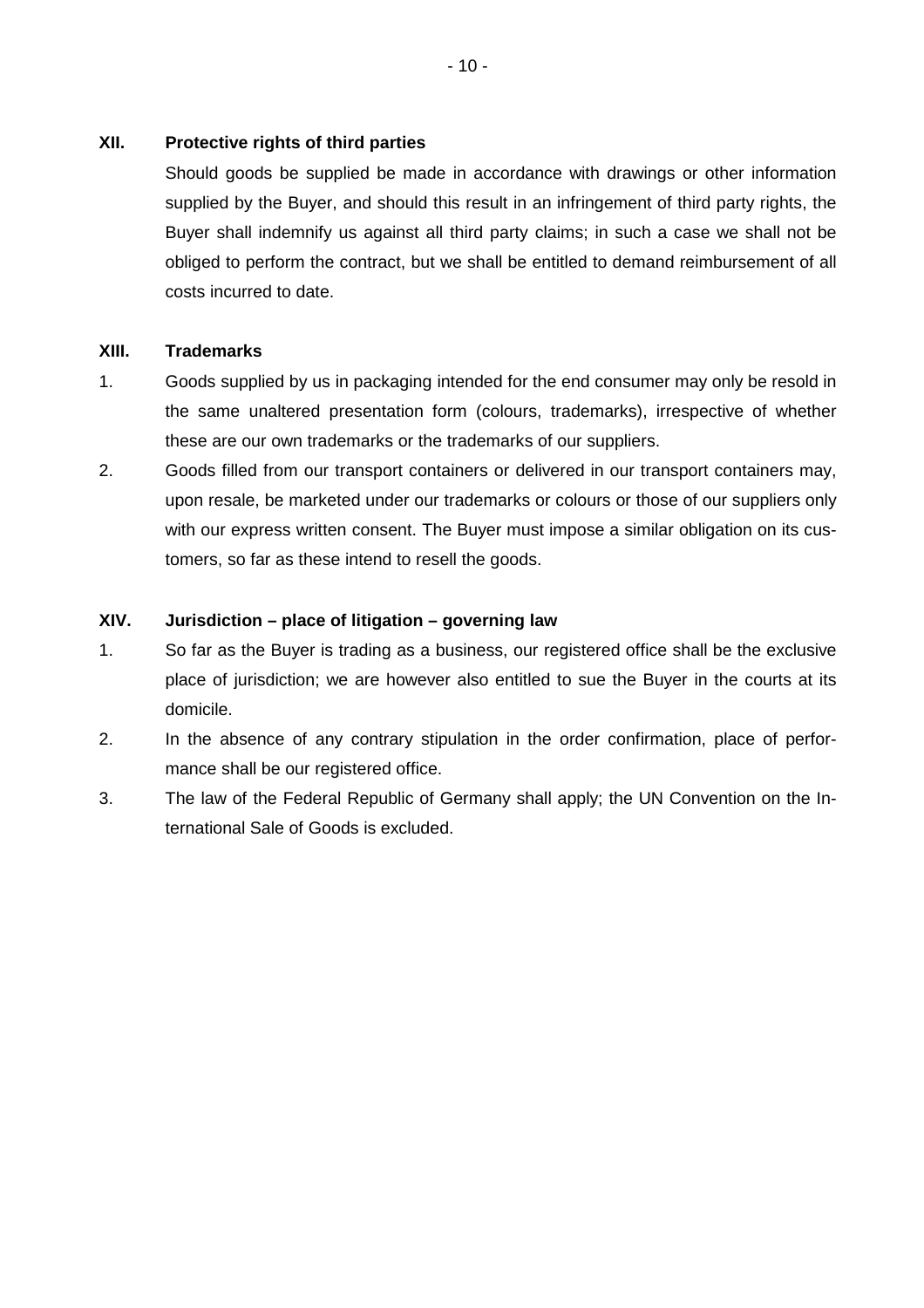## XII. Protective rights of third parties

Should goods be supplied be made in accordance with drawings or other information supplied by the Buyer, and should this result in an infringement of third party rights, the Buyer shall indemnify us against all third party claims; in such a case we shall not be obliged to perform the contract, but we shall be entitled to demand reimbursement of all costs incurred to date.

## XIII. Trademarks

1. Goods supplied by us in packaging intended for the end consumer may only be resold in the same unaltered presentation form (colours, trademarks), irrespective of whether these are our own trademarks or the trademarks of our suppliers.
2. Goods filled from our transport containers or delivered in our transport containers may, upon resale, be marketed under our trademarks or colours or those of our suppliers only with our express written consent. The Buyer must impose a similar obligation on its customers, so far as these intend to resell the goods.

## XIV. Jurisdiction – place of litigation – governing law

1. So far as the Buyer is trading as a business, our registered office shall be the exclusive place of jurisdiction; we are however also entitled to sue the Buyer in the courts at its domicile.
2. In the absence of any contrary stipulation in the order confirmation, place of performance shall be our registered office.
3. The law of the Federal Republic of Germany shall apply; the UN Convention on the International Sale of Goods is excluded.